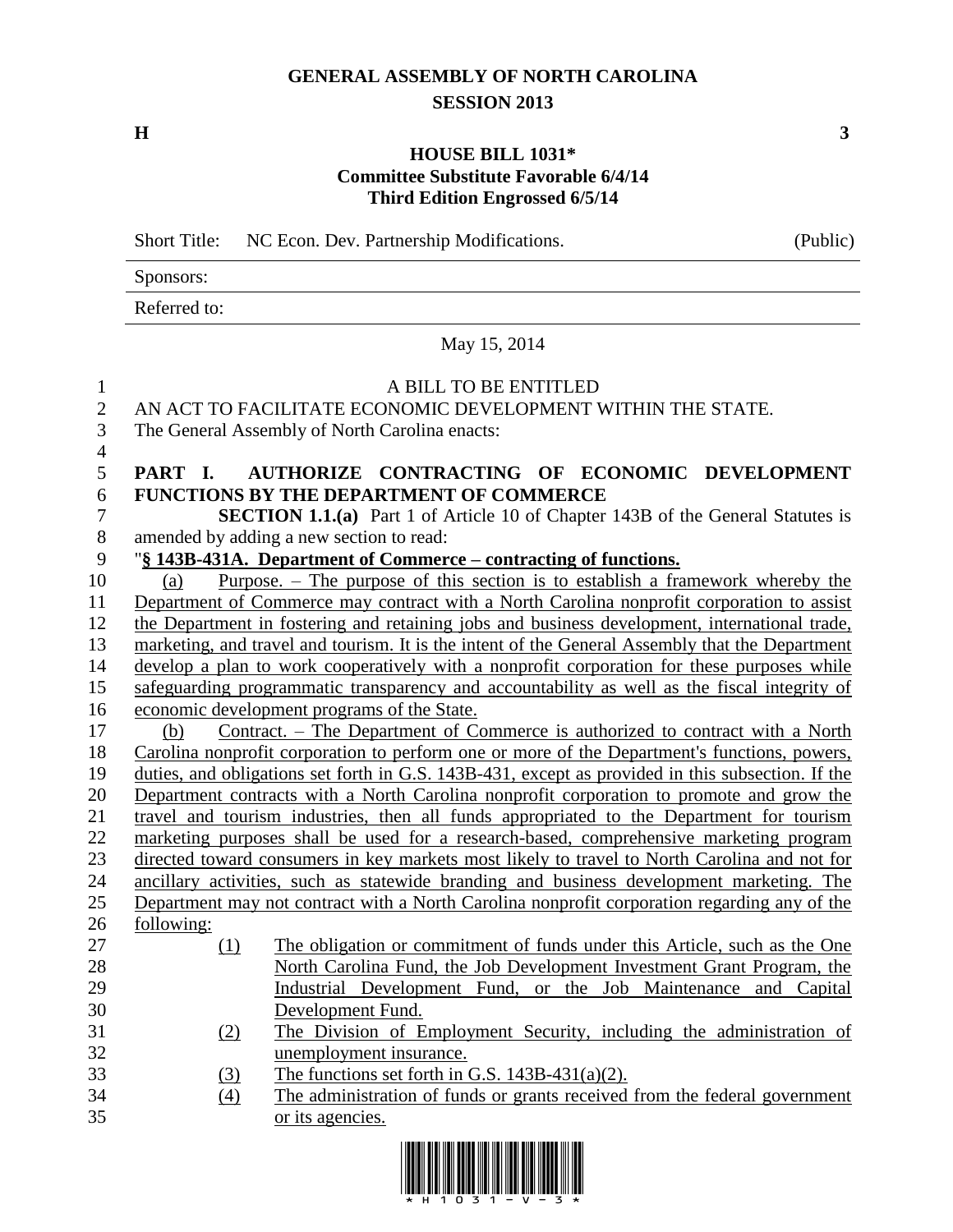# GENERAL ASSEMBLY OF NORTH CAROLINA
## SESSION 2013

**H** **3**

**HOUSE BILL 1031***
**Committee Substitute Favorable 6/4/14**
**Third Edition Engrossed 6/5/14**

Short Title: NC Econ. Dev. Partnership Modifications. (Public)

Sponsors:

Referred to:

May 15, 2014

A BILL TO BE ENTITLED

AN ACT TO FACILITATE ECONOMIC DEVELOPMENT WITHIN THE STATE.

The General Assembly of North Carolina enacts:

**PART I. AUTHORIZE CONTRACTING OF ECONOMIC DEVELOPMENT FUNCTIONS BY THE DEPARTMENT OF COMMERCE**

**SECTION 1.1.(a)** Part 1 of Article 10 of Chapter 143B of the General Statutes is amended by adding a new section to read:

"**§ 143B-431A. Department of Commerce – contracting of functions.**

(a) Purpose. – The purpose of this section is to establish a framework whereby the Department of Commerce may contract with a North Carolina nonprofit corporation to assist the Department in fostering and retaining jobs and business development, international trade, marketing, and travel and tourism. It is the intent of the General Assembly that the Department develop a plan to work cooperatively with a nonprofit corporation for these purposes while safeguarding programmatic transparency and accountability as well as the fiscal integrity of economic development programs of the State.

(b) Contract. – The Department of Commerce is authorized to contract with a North Carolina nonprofit corporation to perform one or more of the Department's functions, powers, duties, and obligations set forth in G.S. 143B-431, except as provided in this subsection. If the Department contracts with a North Carolina nonprofit corporation to promote and grow the travel and tourism industries, then all funds appropriated to the Department for tourism marketing purposes shall be used for a research-based, comprehensive marketing program directed toward consumers in key markets most likely to travel to North Carolina and not for ancillary activities, such as statewide branding and business development marketing. The Department may not contract with a North Carolina nonprofit corporation regarding any of the following:

(1) The obligation or commitment of funds under this Article, such as the One North Carolina Fund, the Job Development Investment Grant Program, the Industrial Development Fund, or the Job Maintenance and Capital Development Fund.

(2) The Division of Employment Security, including the administration of unemployment insurance.

(3) The functions set forth in G.S. 143B-431(a)(2).

(4) The administration of funds or grants received from the federal government or its agencies.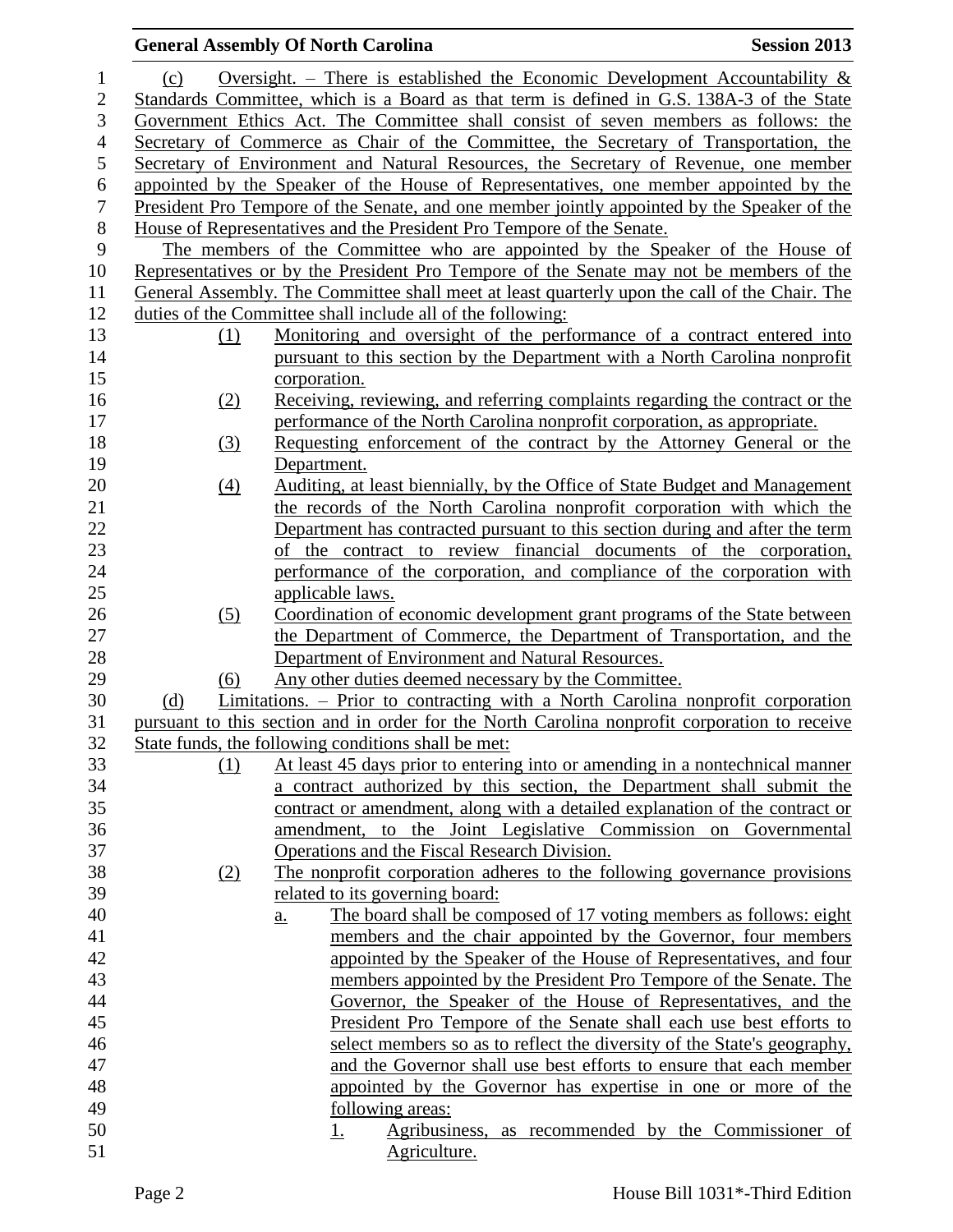(c) Oversight. – There is established the Economic Development Accountability & Standards Committee, which is a Board as that term is defined in G.S. 138A-3 of the State Government Ethics Act. The Committee shall consist of seven members as follows: the Secretary of Commerce as Chair of the Committee, the Secretary of Transportation, the Secretary of Environment and Natural Resources, the Secretary of Revenue, one member appointed by the Speaker of the House of Representatives, one member appointed by the President Pro Tempore of the Senate, and one member jointly appointed by the Speaker of the House of Representatives and the President Pro Tempore of the Senate.

The members of the Committee who are appointed by the Speaker of the House of Representatives or by the President Pro Tempore of the Senate may not be members of the General Assembly. The Committee shall meet at least quarterly upon the call of the Chair. The duties of the Committee shall include all of the following:

(1) Monitoring and oversight of the performance of a contract entered into pursuant to this section by the Department with a North Carolina nonprofit corporation.

(2) Receiving, reviewing, and referring complaints regarding the contract or the performance of the North Carolina nonprofit corporation, as appropriate.

(3) Requesting enforcement of the contract by the Attorney General or the Department.

(4) Auditing, at least biennially, by the Office of State Budget and Management the records of the North Carolina nonprofit corporation with which the Department has contracted pursuant to this section during and after the term of the contract to review financial documents of the corporation, performance of the corporation, and compliance of the corporation with applicable laws.

(5) Coordination of economic development grant programs of the State between the Department of Commerce, the Department of Transportation, and the Department of Environment and Natural Resources.

(6) Any other duties deemed necessary by the Committee.

(d) Limitations. – Prior to contracting with a North Carolina nonprofit corporation pursuant to this section and in order for the North Carolina nonprofit corporation to receive State funds, the following conditions shall be met:

(1) At least 45 days prior to entering into or amending in a nontechnical manner a contract authorized by this section, the Department shall submit the contract or amendment, along with a detailed explanation of the contract or amendment, to the Joint Legislative Commission on Governmental Operations and the Fiscal Research Division.

(2) The nonprofit corporation adheres to the following governance provisions related to its governing board:

a. The board shall be composed of 17 voting members as follows: eight members and the chair appointed by the Governor, four members appointed by the Speaker of the House of Representatives, and four members appointed by the President Pro Tempore of the Senate. The Governor, the Speaker of the House of Representatives, and the President Pro Tempore of the Senate shall each use best efforts to select members so as to reflect the diversity of the State's geography, and the Governor shall use best efforts to ensure that each member appointed by the Governor has expertise in one or more of the following areas:

1. Agribusiness, as recommended by the Commissioner of Agriculture.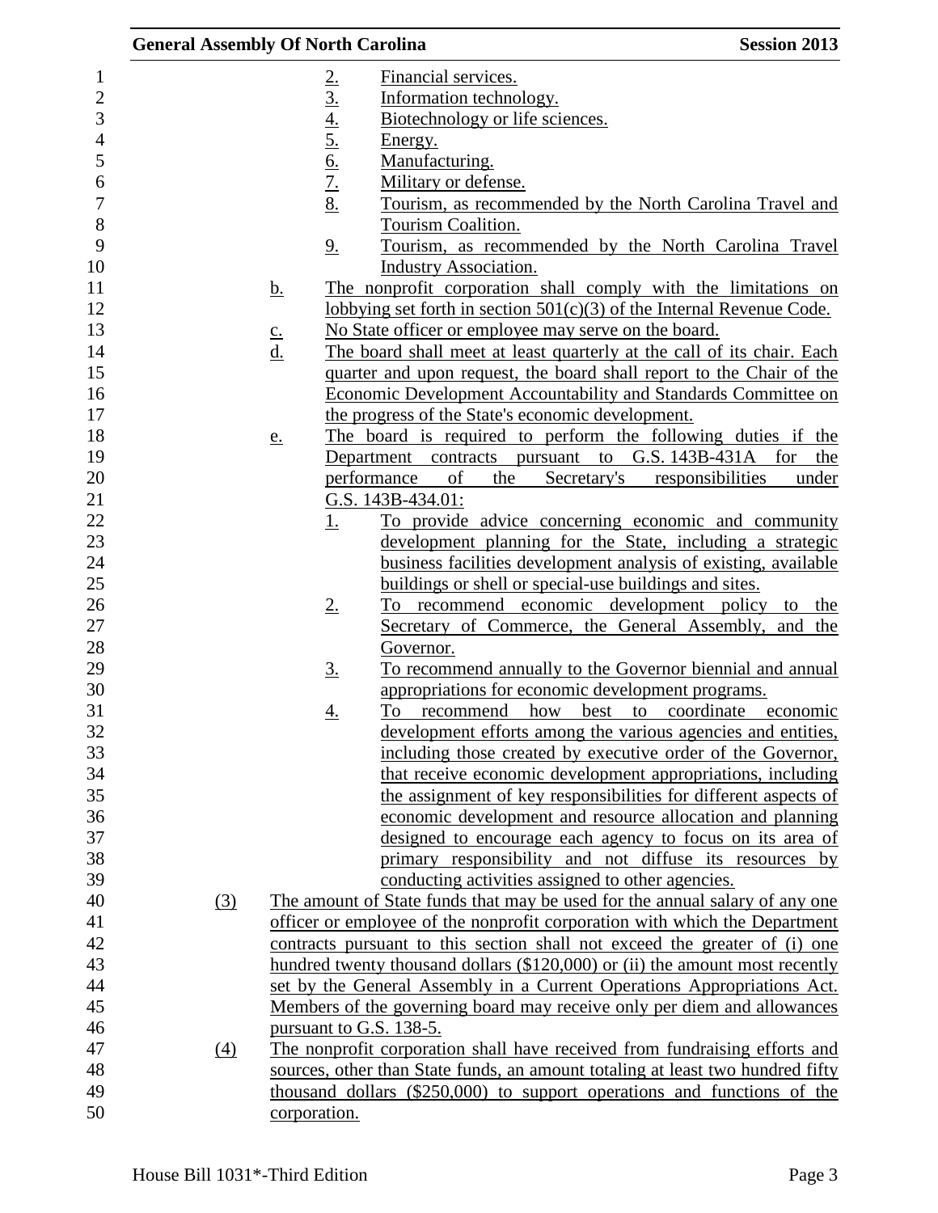2. Financial services.
3. Information technology.
4. Biotechnology or life sciences.
5. Energy.
6. Manufacturing.
7. Military or defense.
8. Tourism, as recommended by the North Carolina Travel and Tourism Coalition.
9. Tourism, as recommended by the North Carolina Travel Industry Association.

b. The nonprofit corporation shall comply with the limitations on lobbying set forth in section 501(c)(3) of the Internal Revenue Code.

c. No State officer or employee may serve on the board.

d. The board shall meet at least quarterly at the call of its chair. Each quarter and upon request, the board shall report to the Chair of the Economic Development Accountability and Standards Committee on the progress of the State's economic development.

e. The board is required to perform the following duties if the Department contracts pursuant to G.S. 143B-431A for the performance of the Secretary's responsibilities under G.S. 143B-434.01:

1. To provide advice concerning economic and community development planning for the State, including a strategic business facilities development analysis of existing, available buildings or shell or special-use buildings and sites.
2. To recommend economic development policy to the Secretary of Commerce, the General Assembly, and the Governor.
3. To recommend annually to the Governor biennial and annual appropriations for economic development programs.
4. To recommend how best to coordinate economic development efforts among the various agencies and entities, including those created by executive order of the Governor, that receive economic development appropriations, including the assignment of key responsibilities for different aspects of economic development and resource allocation and planning designed to encourage each agency to focus on its area of primary responsibility and not diffuse its resources by conducting activities assigned to other agencies.

(3) The amount of State funds that may be used for the annual salary of any one officer or employee of the nonprofit corporation with which the Department contracts pursuant to this section shall not exceed the greater of (i) one hundred twenty thousand dollars ($120,000) or (ii) the amount most recently set by the General Assembly in a Current Operations Appropriations Act. Members of the governing board may receive only per diem and allowances pursuant to G.S. 138-5.

(4) The nonprofit corporation shall have received from fundraising efforts and sources, other than State funds, an amount totaling at least two hundred fifty thousand dollars ($250,000) to support operations and functions of the corporation.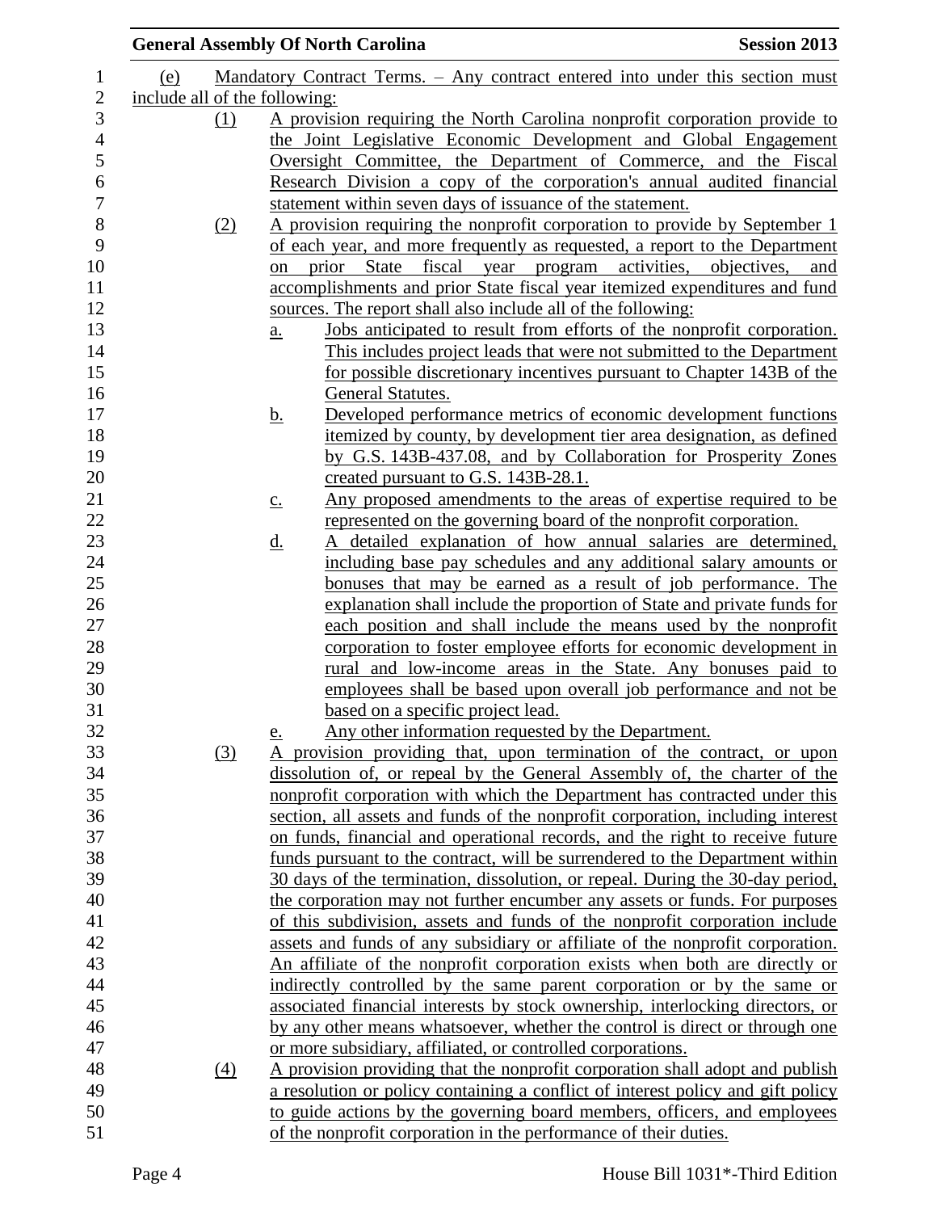(e) Mandatory Contract Terms. – Any contract entered into under this section must include all of the following:

(1) A provision requiring the North Carolina nonprofit corporation provide to the Joint Legislative Economic Development and Global Engagement Oversight Committee, the Department of Commerce, and the Fiscal Research Division a copy of the corporation's annual audited financial statement within seven days of issuance of the statement.

(2) A provision requiring the nonprofit corporation to provide by September 1 of each year, and more frequently as requested, a report to the Department on prior State fiscal year program activities, objectives, and accomplishments and prior State fiscal year itemized expenditures and fund sources. The report shall also include all of the following:

a. Jobs anticipated to result from efforts of the nonprofit corporation. This includes project leads that were not submitted to the Department for possible discretionary incentives pursuant to Chapter 143B of the General Statutes.

b. Developed performance metrics of economic development functions itemized by county, by development tier area designation, as defined by G.S. 143B-437.08, and by Collaboration for Prosperity Zones created pursuant to G.S. 143B-28.1.

c. Any proposed amendments to the areas of expertise required to be represented on the governing board of the nonprofit corporation.

d. A detailed explanation of how annual salaries are determined, including base pay schedules and any additional salary amounts or bonuses that may be earned as a result of job performance. The explanation shall include the proportion of State and private funds for each position and shall include the means used by the nonprofit corporation to foster employee efforts for economic development in rural and low-income areas in the State. Any bonuses paid to employees shall be based upon overall job performance and not be based on a specific project lead.

e. Any other information requested by the Department.

(3) A provision providing that, upon termination of the contract, or upon dissolution of, or repeal by the General Assembly of, the charter of the nonprofit corporation with which the Department has contracted under this section, all assets and funds of the nonprofit corporation, including interest on funds, financial and operational records, and the right to receive future funds pursuant to the contract, will be surrendered to the Department within 30 days of the termination, dissolution, or repeal. During the 30-day period, the corporation may not further encumber any assets or funds. For purposes of this subdivision, assets and funds of the nonprofit corporation include assets and funds of any subsidiary or affiliate of the nonprofit corporation. An affiliate of the nonprofit corporation exists when both are directly or indirectly controlled by the same parent corporation or by the same or associated financial interests by stock ownership, interlocking directors, or by any other means whatsoever, whether the control is direct or through one or more subsidiary, affiliated, or controlled corporations.

(4) A provision providing that the nonprofit corporation shall adopt and publish a resolution or policy containing a conflict of interest policy and gift policy to guide actions by the governing board members, officers, and employees of the nonprofit corporation in the performance of their duties.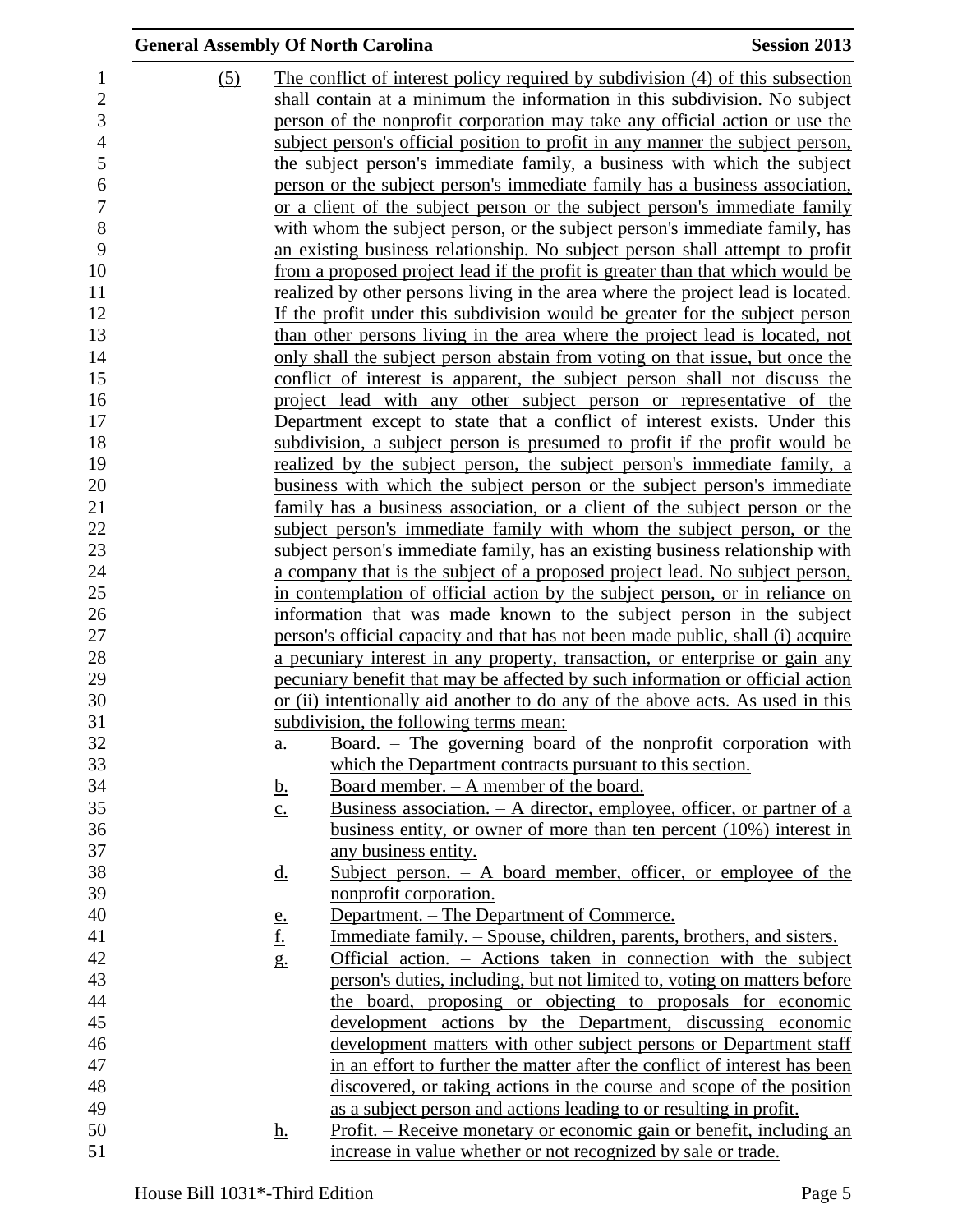(5) The conflict of interest policy required by subdivision (4) of this subsection shall contain at a minimum the information in this subdivision. No subject person of the nonprofit corporation may take any official action or use the subject person's official position to profit in any manner the subject person, the subject person's immediate family, a business with which the subject person or the subject person's immediate family has a business association, or a client of the subject person or the subject person's immediate family with whom the subject person, or the subject person's immediate family, has an existing business relationship. No subject person shall attempt to profit from a proposed project lead if the profit is greater than that which would be realized by other persons living in the area where the project lead is located. If the profit under this subdivision would be greater for the subject person than other persons living in the area where the project lead is located, not only shall the subject person abstain from voting on that issue, but once the conflict of interest is apparent, the subject person shall not discuss the project lead with any other subject person or representative of the Department except to state that a conflict of interest exists. Under this subdivision, a subject person is presumed to profit if the profit would be realized by the subject person, the subject person's immediate family, a business with which the subject person or the subject person's immediate family has a business association, or a client of the subject person or the subject person's immediate family with whom the subject person, or the subject person's immediate family, has an existing business relationship with a company that is the subject of a proposed project lead. No subject person, in contemplation of official action by the subject person, or in reliance on information that was made known to the subject person in the subject person's official capacity and that has not been made public, shall (i) acquire a pecuniary interest in any property, transaction, or enterprise or gain any pecuniary benefit that may be affected by such information or official action or (ii) intentionally aid another to do any of the above acts. As used in this subdivision, the following terms mean:

a. Board. – The governing board of the nonprofit corporation with which the Department contracts pursuant to this section.
b. Board member. – A member of the board.
c. Business association. – A director, employee, officer, or partner of a business entity, or owner of more than ten percent (10%) interest in any business entity.
d. Subject person. – A board member, officer, or employee of the nonprofit corporation.
e. Department. – The Department of Commerce.
f. Immediate family. – Spouse, children, parents, brothers, and sisters.
g. Official action. – Actions taken in connection with the subject person's duties, including, but not limited to, voting on matters before the board, proposing or objecting to proposals for economic development actions by the Department, discussing economic development matters with other subject persons or Department staff in an effort to further the matter after the conflict of interest has been discovered, or taking actions in the course and scope of the position as a subject person and actions leading to or resulting in profit.
h. Profit. – Receive monetary or economic gain or benefit, including an increase in value whether or not recognized by sale or trade.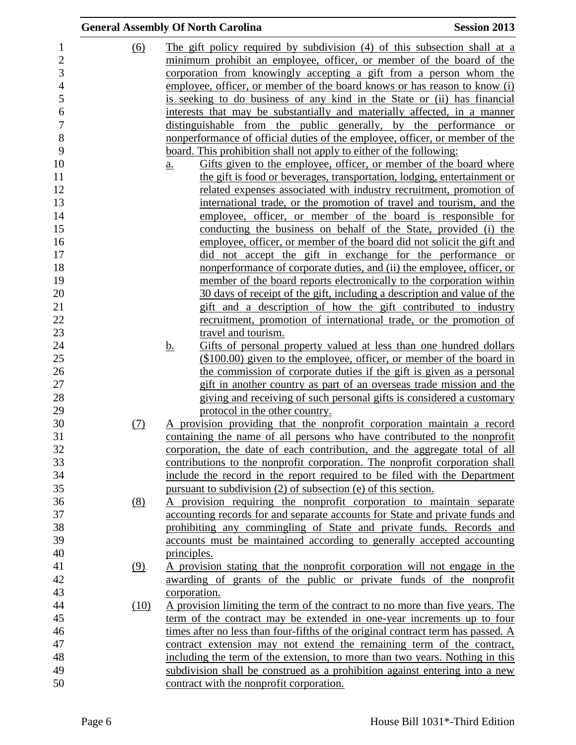(6) The gift policy required by subdivision (4) of this subsection shall at a minimum prohibit an employee, officer, or member of the board of the corporation from knowingly accepting a gift from a person whom the employee, officer, or member of the board knows or has reason to know (i) is seeking to do business of any kind in the State or (ii) has financial interests that may be substantially and materially affected, in a manner distinguishable from the public generally, by the performance or nonperformance of official duties of the employee, officer, or member of the board. This prohibition shall not apply to either of the following:

a. Gifts given to the employee, officer, or member of the board where the gift is food or beverages, transportation, lodging, entertainment or related expenses associated with industry recruitment, promotion of international trade, or the promotion of travel and tourism, and the employee, officer, or member of the board is responsible for conducting the business on behalf of the State, provided (i) the employee, officer, or member of the board did not solicit the gift and did not accept the gift in exchange for the performance or nonperformance of corporate duties, and (ii) the employee, officer, or member of the board reports electronically to the corporation within 30 days of receipt of the gift, including a description and value of the gift and a description of how the gift contributed to industry recruitment, promotion of international trade, or the promotion of travel and tourism.

b. Gifts of personal property valued at less than one hundred dollars ($100.00) given to the employee, officer, or member of the board in the commission of corporate duties if the gift is given as a personal gift in another country as part of an overseas trade mission and the giving and receiving of such personal gifts is considered a customary protocol in the other country.

(7) A provision providing that the nonprofit corporation maintain a record containing the name of all persons who have contributed to the nonprofit corporation, the date of each contribution, and the aggregate total of all contributions to the nonprofit corporation. The nonprofit corporation shall include the record in the report required to be filed with the Department pursuant to subdivision (2) of subsection (e) of this section.

(8) A provision requiring the nonprofit corporation to maintain separate accounting records for and separate accounts for State and private funds and prohibiting any commingling of State and private funds. Records and accounts must be maintained according to generally accepted accounting principles.

(9) A provision stating that the nonprofit corporation will not engage in the awarding of grants of the public or private funds of the nonprofit corporation.

(10) A provision limiting the term of the contract to no more than five years. The term of the contract may be extended in one-year increments up to four times after no less than four-fifths of the original contract term has passed. A contract extension may not extend the remaining term of the contract, including the term of the extension, to more than two years. Nothing in this subdivision shall be construed as a prohibition against entering into a new contract with the nonprofit corporation.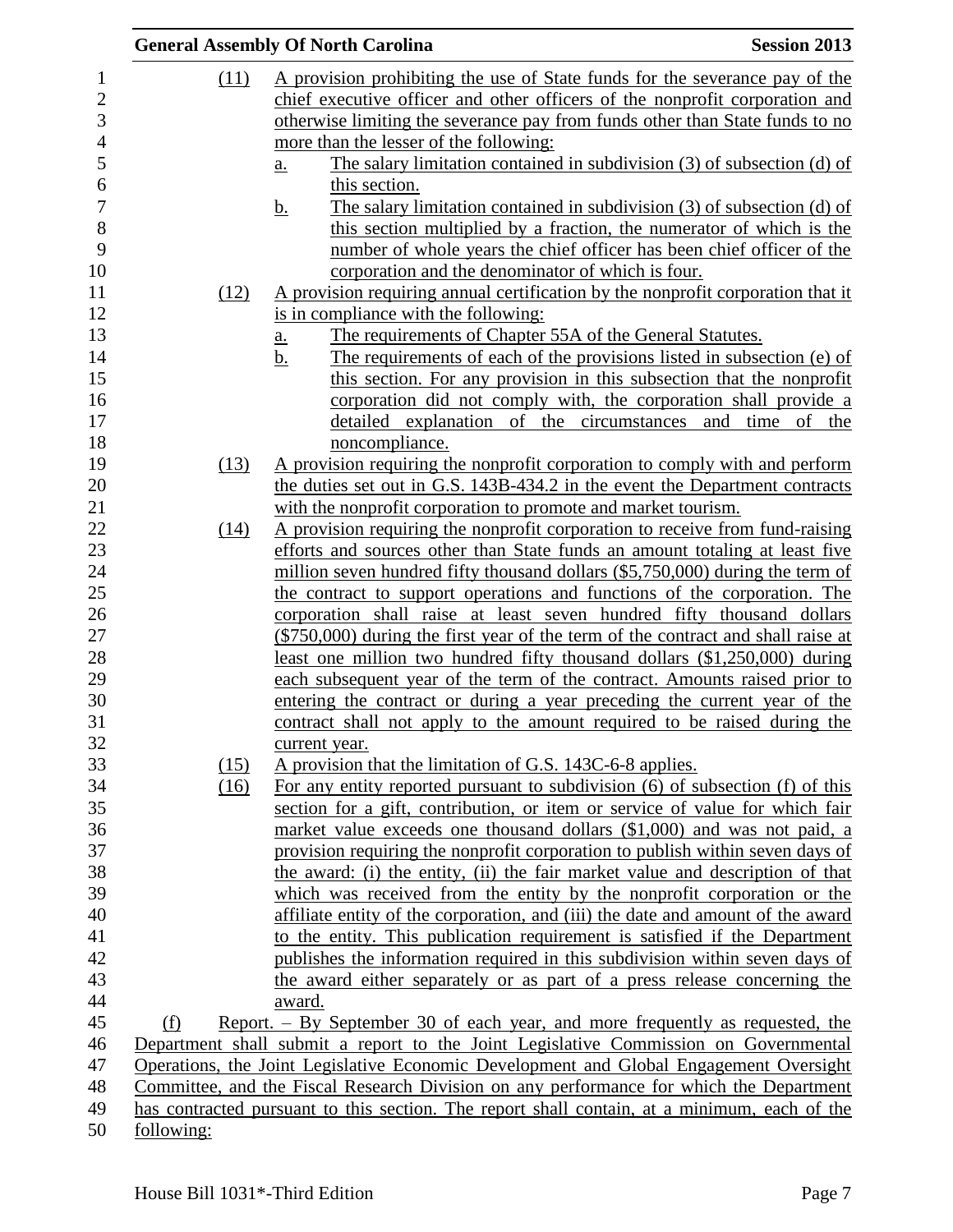(11) A provision prohibiting the use of State funds for the severance pay of the chief executive officer and other officers of the nonprofit corporation and otherwise limiting the severance pay from funds other than State funds to no more than the lesser of the following:

a. The salary limitation contained in subdivision (3) of subsection (d) of this section.

b. The salary limitation contained in subdivision (3) of subsection (d) of this section multiplied by a fraction, the numerator of which is the number of whole years the chief officer has been chief officer of the corporation and the denominator of which is four.

(12) A provision requiring annual certification by the nonprofit corporation that it is in compliance with the following:

a. The requirements of Chapter 55A of the General Statutes.

b. The requirements of each of the provisions listed in subsection (e) of this section. For any provision in this subsection that the nonprofit corporation did not comply with, the corporation shall provide a detailed explanation of the circumstances and time of the noncompliance.

(13) A provision requiring the nonprofit corporation to comply with and perform the duties set out in G.S. 143B-434.2 in the event the Department contracts with the nonprofit corporation to promote and market tourism.

(14) A provision requiring the nonprofit corporation to receive from fund-raising efforts and sources other than State funds an amount totaling at least five million seven hundred fifty thousand dollars ($5,750,000) during the term of the contract to support operations and functions of the corporation. The corporation shall raise at least seven hundred fifty thousand dollars ($750,000) during the first year of the term of the contract and shall raise at least one million two hundred fifty thousand dollars ($1,250,000) during each subsequent year of the term of the contract. Amounts raised prior to entering the contract or during a year preceding the current year of the contract shall not apply to the amount required to be raised during the current year.

(15) A provision that the limitation of G.S. 143C-6-8 applies.

(16) For any entity reported pursuant to subdivision (6) of subsection (f) of this section for a gift, contribution, or item or service of value for which fair market value exceeds one thousand dollars ($1,000) and was not paid, a provision requiring the nonprofit corporation to publish within seven days of the award: (i) the entity, (ii) the fair market value and description of that which was received from the entity by the nonprofit corporation or the affiliate entity of the corporation, and (iii) the date and amount of the award to the entity. This publication requirement is satisfied if the Department publishes the information required in this subdivision within seven days of the award either separately or as part of a press release concerning the award.

(f) Report. – By September 30 of each year, and more frequently as requested, the Department shall submit a report to the Joint Legislative Commission on Governmental Operations, the Joint Legislative Economic Development and Global Engagement Oversight Committee, and the Fiscal Research Division on any performance for which the Department has contracted pursuant to this section. The report shall contain, at a minimum, each of the following: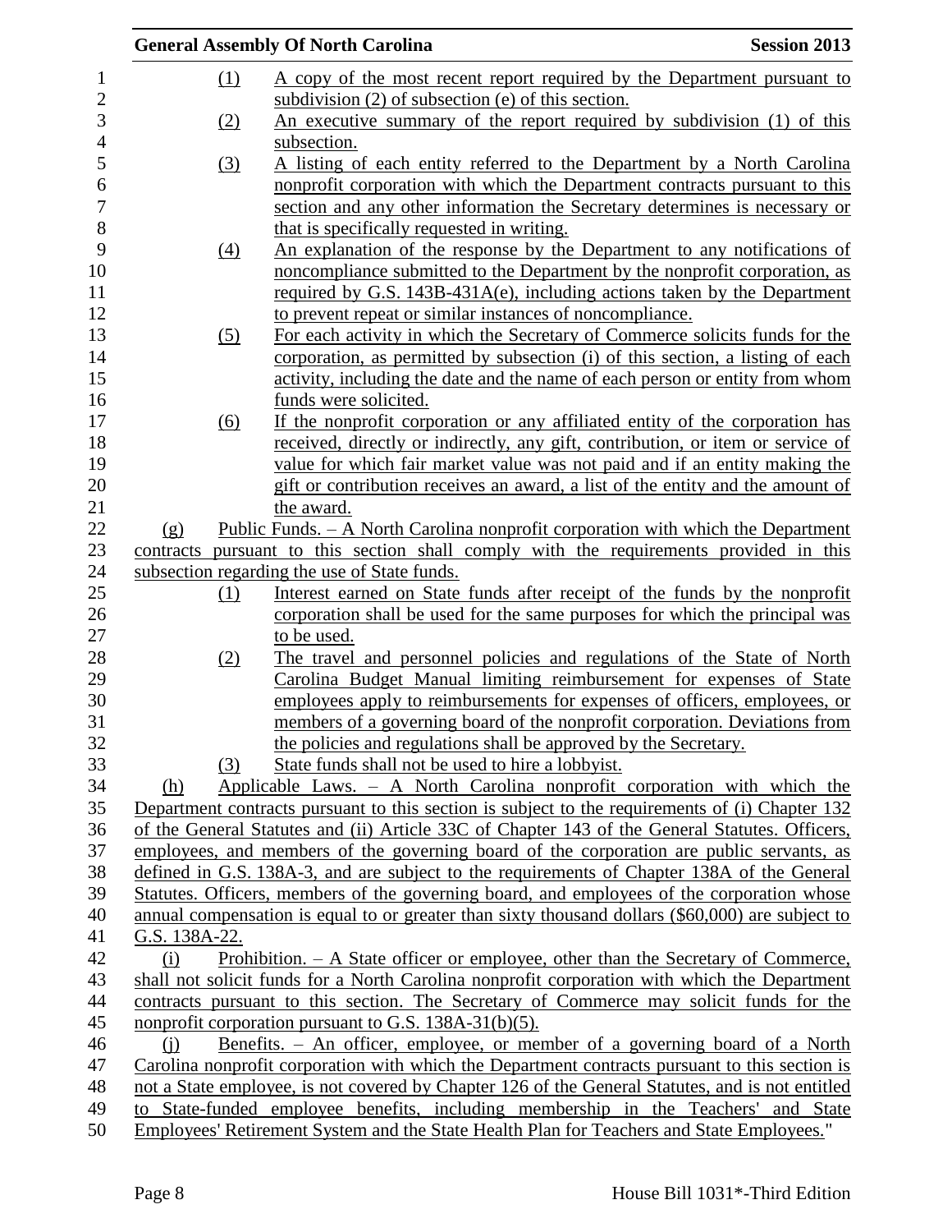(1) A copy of the most recent report required by the Department pursuant to subdivision (2) of subsection (e) of this section.

(2) An executive summary of the report required by subdivision (1) of this subsection.

(3) A listing of each entity referred to the Department by a North Carolina nonprofit corporation with which the Department contracts pursuant to this section and any other information the Secretary determines is necessary or that is specifically requested in writing.

(4) An explanation of the response by the Department to any notifications of noncompliance submitted to the Department by the nonprofit corporation, as required by G.S. 143B-431A(e), including actions taken by the Department to prevent repeat or similar instances of noncompliance.

(5) For each activity in which the Secretary of Commerce solicits funds for the corporation, as permitted by subsection (i) of this section, a listing of each activity, including the date and the name of each person or entity from whom funds were solicited.

(6) If the nonprofit corporation or any affiliated entity of the corporation has received, directly or indirectly, any gift, contribution, or item or service of value for which fair market value was not paid and if an entity making the gift or contribution receives an award, a list of the entity and the amount of the award.

(g) Public Funds. – A North Carolina nonprofit corporation with which the Department contracts pursuant to this section shall comply with the requirements provided in this subsection regarding the use of State funds.

(1) Interest earned on State funds after receipt of the funds by the nonprofit corporation shall be used for the same purposes for which the principal was to be used.

(2) The travel and personnel policies and regulations of the State of North Carolina Budget Manual limiting reimbursement for expenses of State employees apply to reimbursements for expenses of officers, employees, or members of a governing board of the nonprofit corporation. Deviations from the policies and regulations shall be approved by the Secretary.

(3) State funds shall not be used to hire a lobbyist.

(h) Applicable Laws. – A North Carolina nonprofit corporation with which the Department contracts pursuant to this section is subject to the requirements of (i) Chapter 132 of the General Statutes and (ii) Article 33C of Chapter 143 of the General Statutes. Officers, employees, and members of the governing board of the corporation are public servants, as defined in G.S. 138A-3, and are subject to the requirements of Chapter 138A of the General Statutes. Officers, members of the governing board, and employees of the corporation whose annual compensation is equal to or greater than sixty thousand dollars ($60,000) are subject to G.S. 138A-22.

(i) Prohibition. – A State officer or employee, other than the Secretary of Commerce, shall not solicit funds for a North Carolina nonprofit corporation with which the Department contracts pursuant to this section. The Secretary of Commerce may solicit funds for the nonprofit corporation pursuant to G.S. 138A-31(b)(5).

(j) Benefits. – An officer, employee, or member of a governing board of a North Carolina nonprofit corporation with which the Department contracts pursuant to this section is not a State employee, is not covered by Chapter 126 of the General Statutes, and is not entitled to State-funded employee benefits, including membership in the Teachers' and State Employees' Retirement System and the State Health Plan for Teachers and State Employees."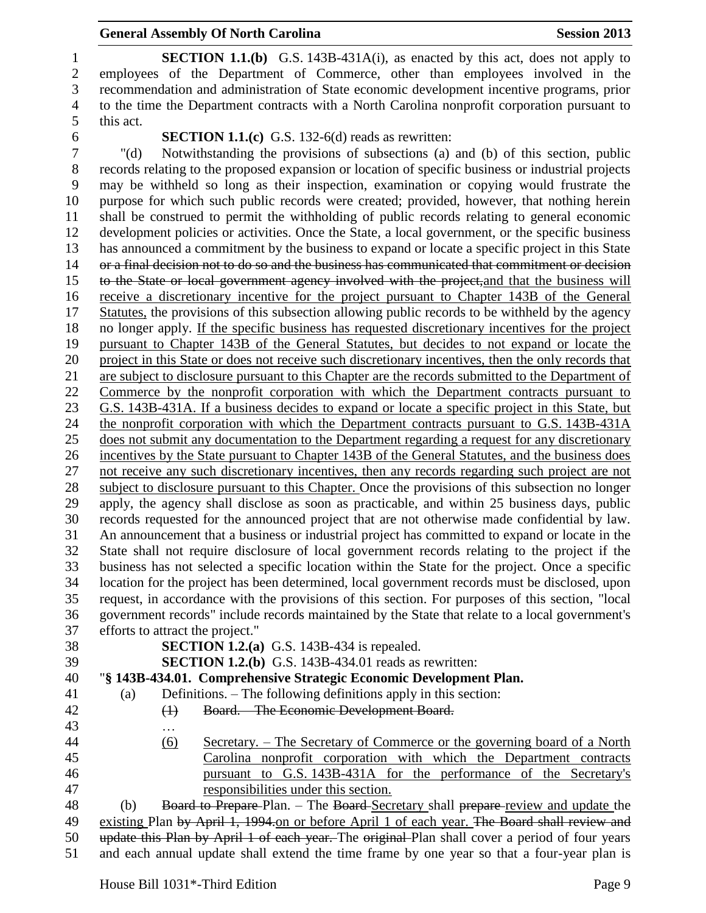**SECTION 1.1.(b)** G.S. 143B-431A(i), as enacted by this act, does not apply to employees of the Department of Commerce, other than employees involved in the recommendation and administration of State economic development incentive programs, prior to the time the Department contracts with a North Carolina nonprofit corporation pursuant to this act.

**SECTION 1.1.(c)** G.S. 132-6(d) reads as rewritten:

"(d) Notwithstanding the provisions of subsections (a) and (b) of this section, public records relating to the proposed expansion or location of specific business or industrial projects may be withheld so long as their inspection, examination or copying would frustrate the purpose for which such public records were created; provided, however, that nothing herein shall be construed to permit the withholding of public records relating to general economic development policies or activities. Once the State, a local government, or the specific business has announced a commitment by the business to expand or locate a specific project in this State ~~or a final decision not to do so and the business has communicated that commitment or decision to the State or local government agency involved with the project,~~<u>and that the business will receive a discretionary incentive for the project pursuant to Chapter 143B of the General Statutes,</u> the provisions of this subsection allowing public records to be withheld by the agency no longer apply. <u>If the specific business has requested discretionary incentives for the project pursuant to Chapter 143B of the General Statutes, but decides to not expand or locate the project in this State or does not receive such discretionary incentives, then the only records that are subject to disclosure pursuant to this Chapter are the records submitted to the Department of Commerce by the nonprofit corporation with which the Department contracts pursuant to G.S. 143B-431A. If a business decides to expand or locate a specific project in this State, but the nonprofit corporation with which the Department contracts pursuant to G.S. 143B-431A does not submit any documentation to the Department regarding a request for any discretionary incentives by the State pursuant to Chapter 143B of the General Statutes, and the business does not receive any such discretionary incentives, then any records regarding such project are not subject to disclosure pursuant to this Chapter.</u> Once the provisions of this subsection no longer apply, the agency shall disclose as soon as practicable, and within 25 business days, public records requested for the announced project that are not otherwise made confidential by law. An announcement that a business or industrial project has committed to expand or locate in the State shall not require disclosure of local government records relating to the project if the business has not selected a specific location within the State for the project. Once a specific location for the project has been determined, local government records must be disclosed, upon request, in accordance with the provisions of this section. For purposes of this section, "local government records" include records maintained by the State that relate to a local government's efforts to attract the project."

**SECTION 1.2.(a)** G.S. 143B-434 is repealed.

**SECTION 1.2.(b)** G.S. 143B-434.01 reads as rewritten:

"**§ 143B-434.01. Comprehensive Strategic Economic Development Plan.**

(a) Definitions. – The following definitions apply in this section:

~~(1) Board. – The Economic Development Board.~~

…

<u>(6) Secretary. – The Secretary of Commerce or the governing board of a North Carolina nonprofit corporation with which the Department contracts pursuant to G.S. 143B-431A for the performance of the Secretary's responsibilities under this section.</u>

(b) ~~Board to Prepare~~ Plan. – The ~~Board~~ <u>Secretary</u> shall ~~prepare~~ <u>review and update</u> the <u>existing</u> Plan ~~by April 1, 1994.~~<u>on or before April 1 of each year.</u> ~~The Board shall review and update this Plan by April 1 of each year.~~ The ~~original~~ Plan shall cover a period of four years and each annual update shall extend the time frame by one year so that a four-year plan is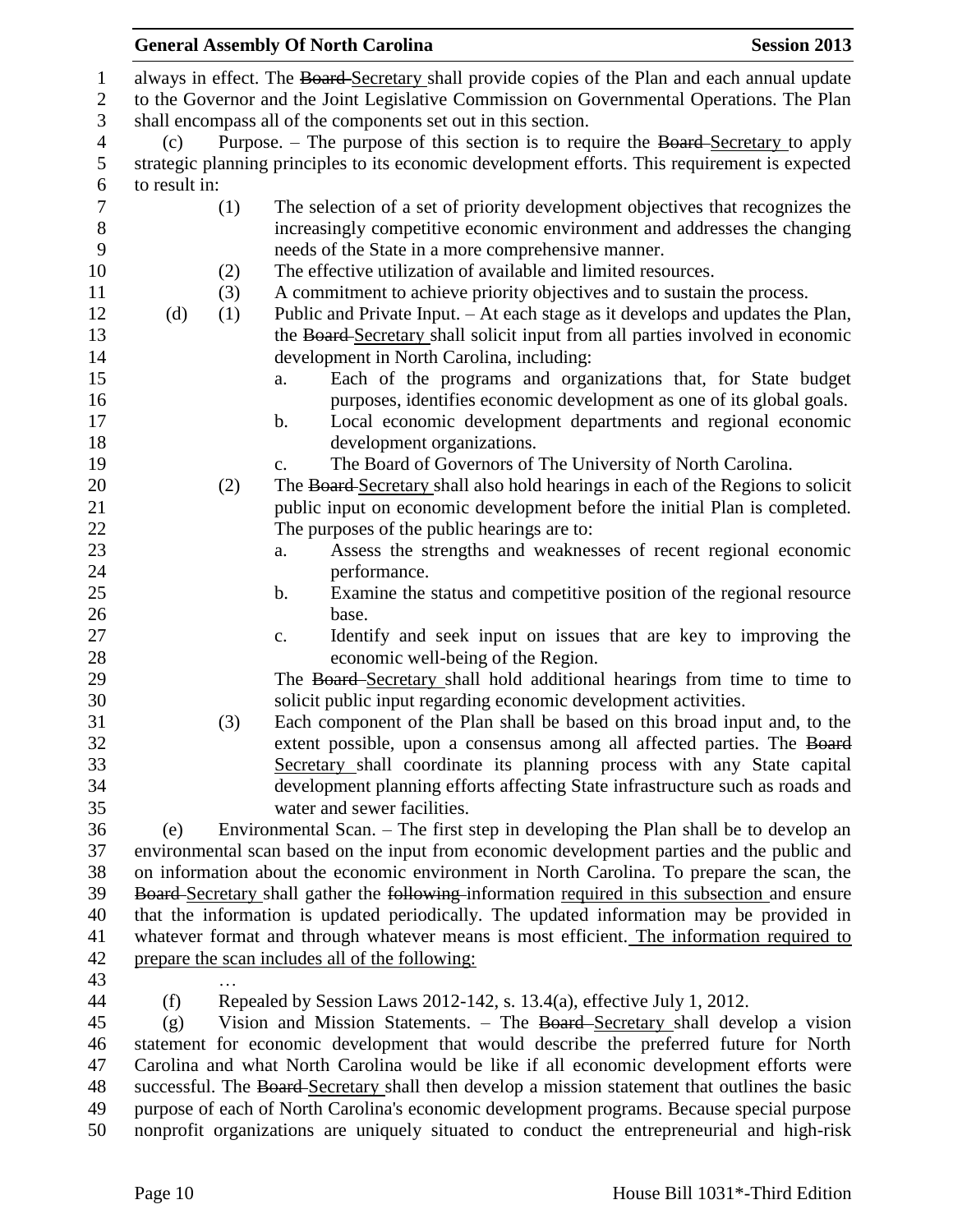always in effect. The ~~Board~~ Secretary shall provide copies of the Plan and each annual update to the Governor and the Joint Legislative Commission on Governmental Operations. The Plan shall encompass all of the components set out in this section.

(c) Purpose. – The purpose of this section is to require the ~~Board~~ Secretary to apply strategic planning principles to its economic development efforts. This requirement is expected to result in:

(1) The selection of a set of priority development objectives that recognizes the increasingly competitive economic environment and addresses the changing needs of the State in a more comprehensive manner.

(2) The effective utilization of available and limited resources.

(3) A commitment to achieve priority objectives and to sustain the process.

(d) (1) Public and Private Input. – At each stage as it develops and updates the Plan, the ~~Board~~ Secretary shall solicit input from all parties involved in economic development in North Carolina, including:

a. Each of the programs and organizations that, for State budget purposes, identifies economic development as one of its global goals.

b. Local economic development departments and regional economic development organizations.

c. The Board of Governors of The University of North Carolina.

(2) The ~~Board~~ Secretary shall also hold hearings in each of the Regions to solicit public input on economic development before the initial Plan is completed. The purposes of the public hearings are to:

a. Assess the strengths and weaknesses of recent regional economic performance.

b. Examine the status and competitive position of the regional resource base.

c. Identify and seek input on issues that are key to improving the economic well-being of the Region.

The ~~Board~~ Secretary shall hold additional hearings from time to time to solicit public input regarding economic development activities.

(3) Each component of the Plan shall be based on this broad input and, to the extent possible, upon a consensus among all affected parties. The ~~Board~~ Secretary shall coordinate its planning process with any State capital development planning efforts affecting State infrastructure such as roads and water and sewer facilities.

(e) Environmental Scan. – The first step in developing the Plan shall be to develop an environmental scan based on the input from economic development parties and the public and on information about the economic environment in North Carolina. To prepare the scan, the ~~Board~~ Secretary shall gather the ~~following~~ information required in this subsection and ensure that the information is updated periodically. The updated information may be provided in whatever format and through whatever means is most efficient. The information required to prepare the scan includes all of the following:

…

(f) Repealed by Session Laws 2012-142, s. 13.4(a), effective July 1, 2012.

(g) Vision and Mission Statements. – The ~~Board~~ Secretary shall develop a vision statement for economic development that would describe the preferred future for North Carolina and what North Carolina would be like if all economic development efforts were successful. The ~~Board~~ Secretary shall then develop a mission statement that outlines the basic purpose of each of North Carolina's economic development programs. Because special purpose nonprofit organizations are uniquely situated to conduct the entrepreneurial and high-risk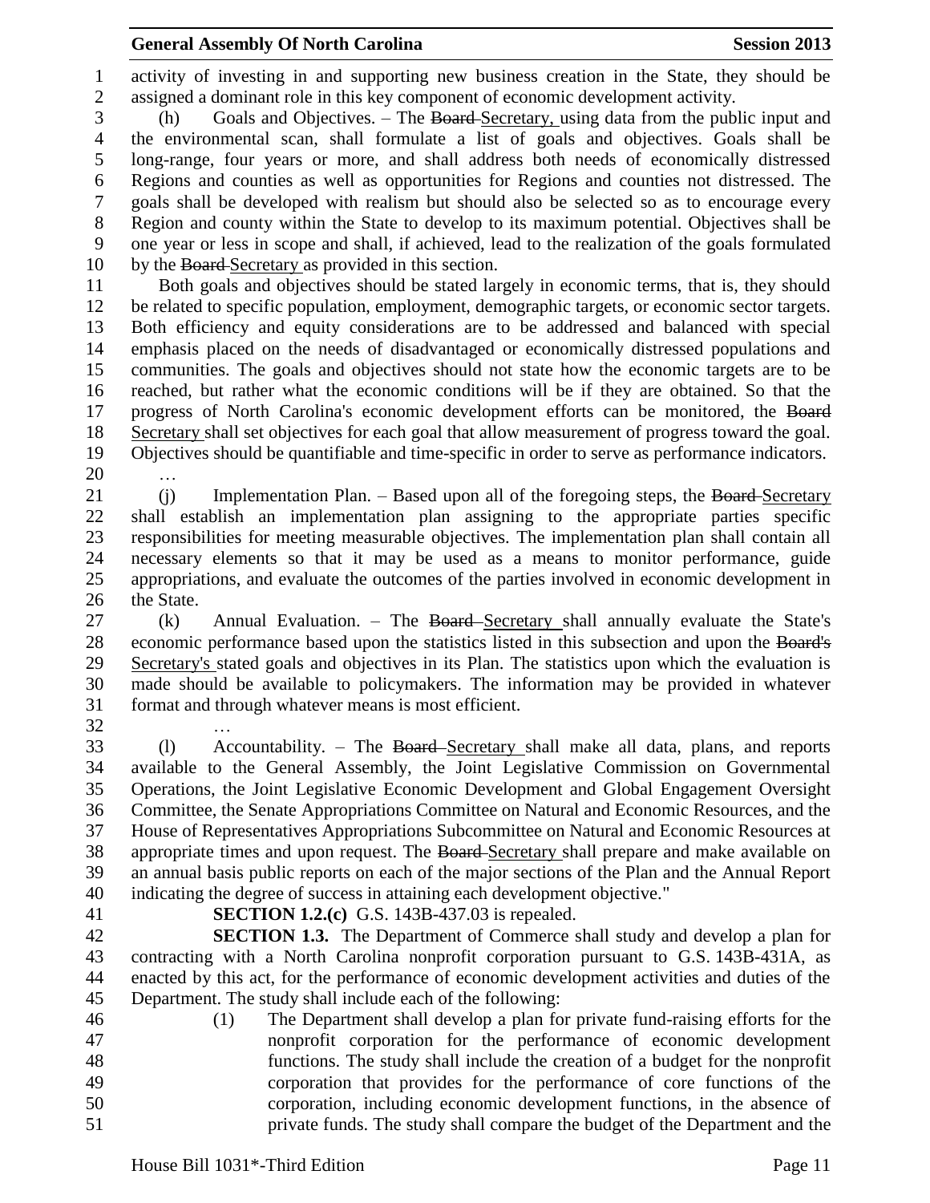activity of investing in and supporting new business creation in the State, they should be assigned a dominant role in this key component of economic development activity.

(h) Goals and Objectives. – The ~~Board~~ Secretary, using data from the public input and the environmental scan, shall formulate a list of goals and objectives. Goals shall be long-range, four years or more, and shall address both needs of economically distressed Regions and counties as well as opportunities for Regions and counties not distressed. The goals shall be developed with realism but should also be selected so as to encourage every Region and county within the State to develop to its maximum potential. Objectives shall be one year or less in scope and shall, if achieved, lead to the realization of the goals formulated by the ~~Board~~ Secretary as provided in this section.

Both goals and objectives should be stated largely in economic terms, that is, they should be related to specific population, employment, demographic targets, or economic sector targets. Both efficiency and equity considerations are to be addressed and balanced with special emphasis placed on the needs of disadvantaged or economically distressed populations and communities. The goals and objectives should not state how the economic targets are to be reached, but rather what the economic conditions will be if they are obtained. So that the progress of North Carolina's economic development efforts can be monitored, the ~~Board~~ Secretary shall set objectives for each goal that allow measurement of progress toward the goal. Objectives should be quantifiable and time-specific in order to serve as performance indicators.

…

(j) Implementation Plan. – Based upon all of the foregoing steps, the ~~Board~~ Secretary shall establish an implementation plan assigning to the appropriate parties specific responsibilities for meeting measurable objectives. The implementation plan shall contain all necessary elements so that it may be used as a means to monitor performance, guide appropriations, and evaluate the outcomes of the parties involved in economic development in the State.

(k) Annual Evaluation. – The ~~Board~~ Secretary shall annually evaluate the State's economic performance based upon the statistics listed in this subsection and upon the ~~Board's~~ Secretary's stated goals and objectives in its Plan. The statistics upon which the evaluation is made should be available to policymakers. The information may be provided in whatever format and through whatever means is most efficient.

…

(l) Accountability. – The ~~Board~~ Secretary shall make all data, plans, and reports available to the General Assembly, the Joint Legislative Commission on Governmental Operations, the Joint Legislative Economic Development and Global Engagement Oversight Committee, the Senate Appropriations Committee on Natural and Economic Resources, and the House of Representatives Appropriations Subcommittee on Natural and Economic Resources at appropriate times and upon request. The ~~Board~~ Secretary shall prepare and make available on an annual basis public reports on each of the major sections of the Plan and the Annual Report indicating the degree of success in attaining each development objective."

**SECTION 1.2.(c)** G.S. 143B-437.03 is repealed.

**SECTION 1.3.** The Department of Commerce shall study and develop a plan for contracting with a North Carolina nonprofit corporation pursuant to G.S. 143B-431A, as enacted by this act, for the performance of economic development activities and duties of the Department. The study shall include each of the following:

(1) The Department shall develop a plan for private fund-raising efforts for the nonprofit corporation for the performance of economic development functions. The study shall include the creation of a budget for the nonprofit corporation that provides for the performance of core functions of the corporation, including economic development functions, in the absence of private funds. The study shall compare the budget of the Department and the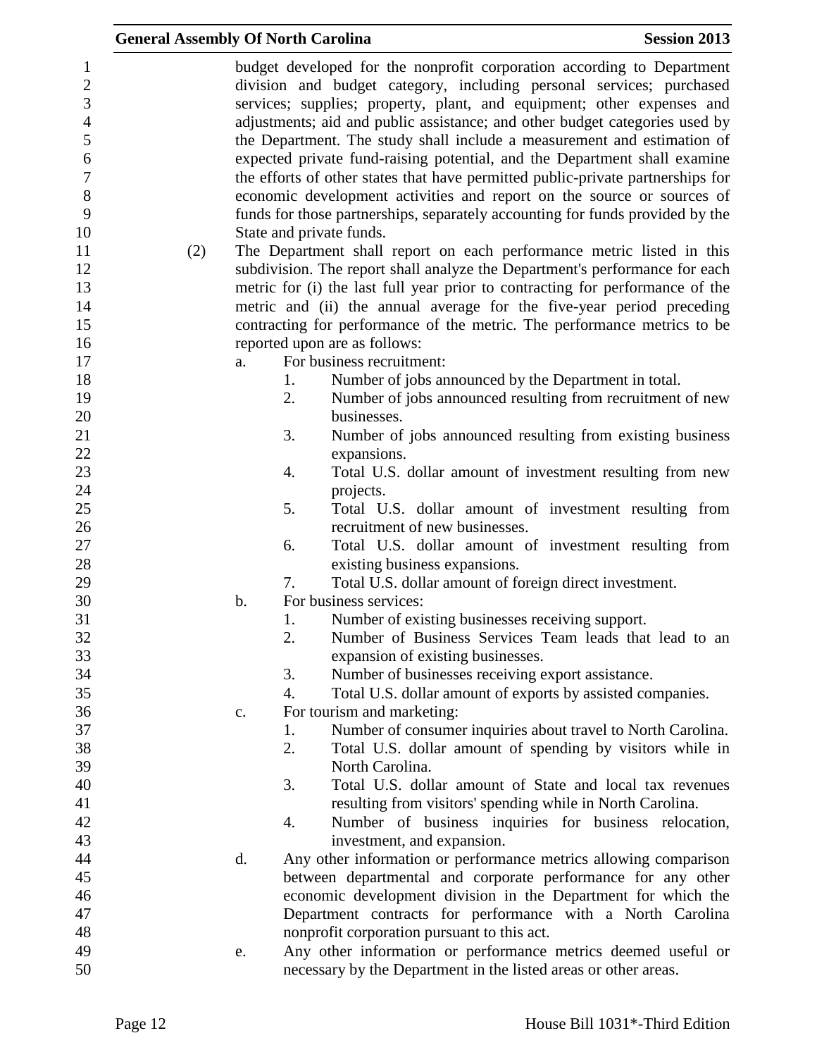budget developed for the nonprofit corporation according to Department division and budget category, including personal services; purchased services; supplies; property, plant, and equipment; other expenses and adjustments; aid and public assistance; and other budget categories used by the Department. The study shall include a measurement and estimation of expected private fund-raising potential, and the Department shall examine the efforts of other states that have permitted public-private partnerships for economic development activities and report on the source or sources of funds for those partnerships, separately accounting for funds provided by the State and private funds.

(2) The Department shall report on each performance metric listed in this subdivision. The report shall analyze the Department's performance for each metric for (i) the last full year prior to contracting for performance of the metric and (ii) the annual average for the five-year period preceding contracting for performance of the metric. The performance metrics to be reported upon are as follows:

a. For business recruitment:
   1. Number of jobs announced by the Department in total.
   2. Number of jobs announced resulting from recruitment of new businesses.
   3. Number of jobs announced resulting from existing business expansions.
   4. Total U.S. dollar amount of investment resulting from new projects.
   5. Total U.S. dollar amount of investment resulting from recruitment of new businesses.
   6. Total U.S. dollar amount of investment resulting from existing business expansions.
   7. Total U.S. dollar amount of foreign direct investment.

b. For business services:
   1. Number of existing businesses receiving support.
   2. Number of Business Services Team leads that lead to an expansion of existing businesses.
   3. Number of businesses receiving export assistance.
   4. Total U.S. dollar amount of exports by assisted companies.

c. For tourism and marketing:
   1. Number of consumer inquiries about travel to North Carolina.
   2. Total U.S. dollar amount of spending by visitors while in North Carolina.
   3. Total U.S. dollar amount of State and local tax revenues resulting from visitors' spending while in North Carolina.
   4. Number of business inquiries for business relocation, investment, and expansion.

d. Any other information or performance metrics allowing comparison between departmental and corporate performance for any other economic development division in the Department for which the Department contracts for performance with a North Carolina nonprofit corporation pursuant to this act.

e. Any other information or performance metrics deemed useful or necessary by the Department in the listed areas or other areas.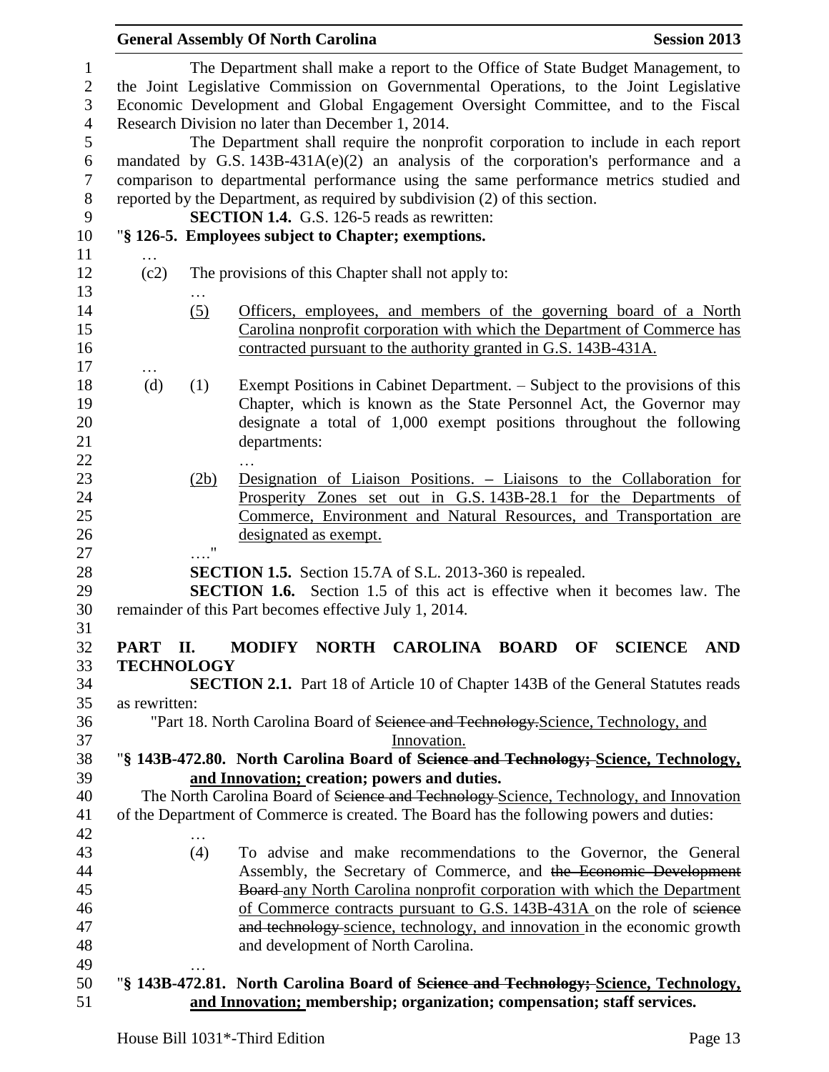The Department shall make a report to the Office of State Budget Management, to the Joint Legislative Commission on Governmental Operations, to the Joint Legislative Economic Development and Global Engagement Oversight Committee, and to the Fiscal Research Division no later than December 1, 2014.

The Department shall require the nonprofit corporation to include in each report mandated by G.S. 143B-431A(e)(2) an analysis of the corporation's performance and a comparison to departmental performance using the same performance metrics studied and reported by the Department, as required by subdivision (2) of this section.

**SECTION 1.4.** G.S. 126-5 reads as rewritten:

"**§ 126-5. Employees subject to Chapter; exemptions.**

…

(c2) The provisions of this Chapter shall not apply to:

…

(5) Officers, employees, and members of the governing board of a North Carolina nonprofit corporation with which the Department of Commerce has contracted pursuant to the authority granted in G.S. 143B-431A.

…

(d) (1) Exempt Positions in Cabinet Department. – Subject to the provisions of this Chapter, which is known as the State Personnel Act, the Governor may designate a total of 1,000 exempt positions throughout the following departments:

…

(2b) Designation of Liaison Positions. – Liaisons to the Collaboration for Prosperity Zones set out in G.S. 143B-28.1 for the Departments of Commerce, Environment and Natural Resources, and Transportation are designated as exempt.

…."

**SECTION 1.5.** Section 15.7A of S.L. 2013-360 is repealed.

**SECTION 1.6.** Section 1.5 of this act is effective when it becomes law. The remainder of this Part becomes effective July 1, 2014.

**PART II. MODIFY NORTH CAROLINA BOARD OF SCIENCE AND TECHNOLOGY**

**SECTION 2.1.** Part 18 of Article 10 of Chapter 143B of the General Statutes reads as rewritten:

"Part 18. North Carolina Board of ~~Science and Technology.~~Science, Technology, and Innovation.

"**§ 143B-472.80. North Carolina Board of ~~Science and Technology;~~ Science, Technology, and Innovation; creation; powers and duties.**

The North Carolina Board of ~~Science and Technology~~ Science, Technology, and Innovation of the Department of Commerce is created. The Board has the following powers and duties:

…

(4) To advise and make recommendations to the Governor, the General Assembly, the Secretary of Commerce, and ~~the Economic Development Board~~ any North Carolina nonprofit corporation with which the Department of Commerce contracts pursuant to G.S. 143B-431A on the role of ~~science and technology~~ science, technology, and innovation in the economic growth and development of North Carolina.

…

"**§ 143B-472.81. North Carolina Board of ~~Science and Technology;~~ Science, Technology, and Innovation; membership; organization; compensation; staff services.**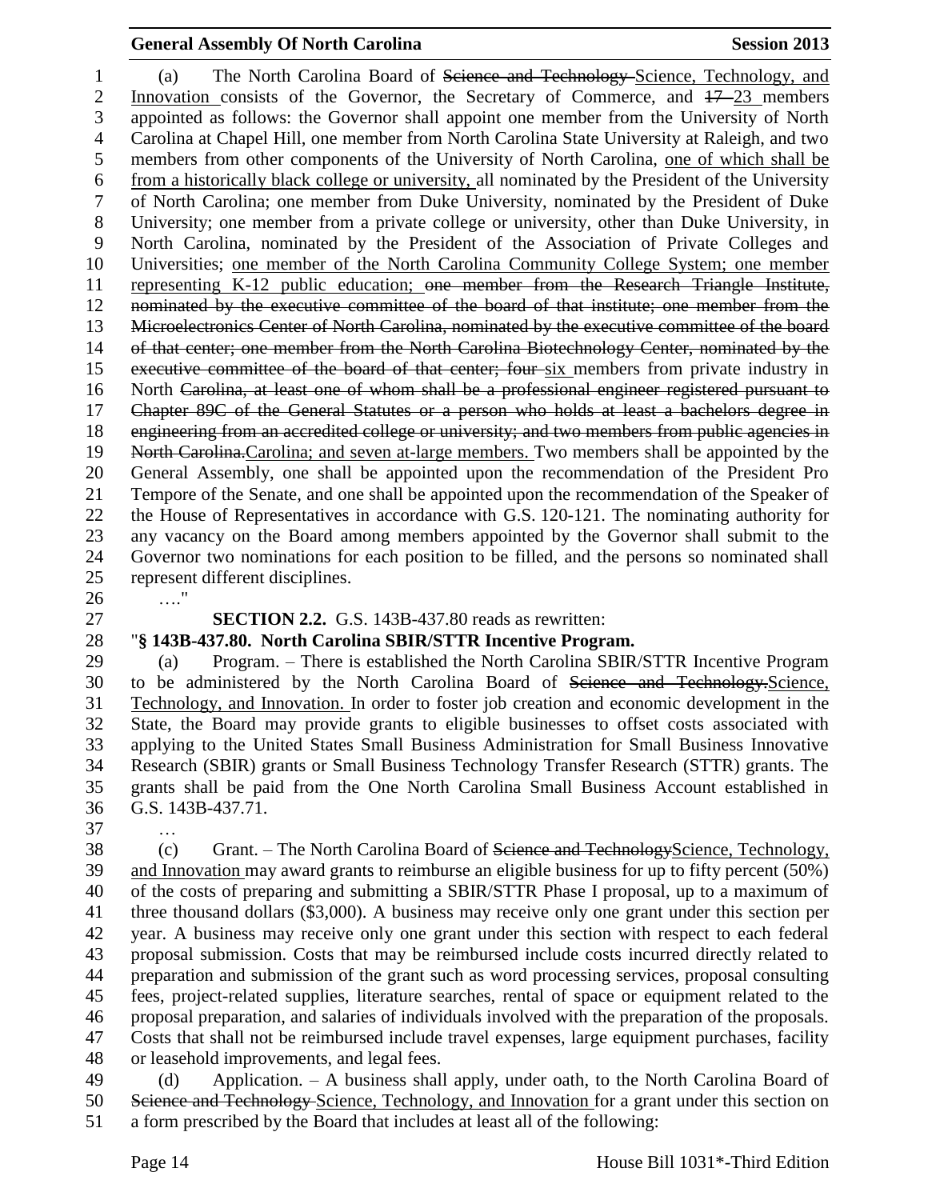(a) The North Carolina Board of ~~Science and Technology~~ Science, Technology, and Innovation consists of the Governor, the Secretary of Commerce, and ~~17~~ 23 members appointed as follows: the Governor shall appoint one member from the University of North Carolina at Chapel Hill, one member from North Carolina State University at Raleigh, and two members from other components of the University of North Carolina, one of which shall be from a historically black college or university, all nominated by the President of the University of North Carolina; one member from Duke University, nominated by the President of Duke University; one member from a private college or university, other than Duke University, in North Carolina, nominated by the President of the Association of Private Colleges and Universities; one member of the North Carolina Community College System; one member representing K-12 public education; ~~one member from the Research Triangle Institute, nominated by the executive committee of the board of that institute; one member from the Microelectronics Center of North Carolina, nominated by the executive committee of the board of that center; one member from the North Carolina Biotechnology Center, nominated by the executive committee of the board of that center; four~~ six members from private industry in North ~~Carolina, at least one of whom shall be a professional engineer registered pursuant to Chapter 89C of the General Statutes or a person who holds at least a bachelors degree in engineering from an accredited college or university; and two members from public agencies in North Carolina.~~ Carolina; and seven at-large members. Two members shall be appointed by the General Assembly, one shall be appointed upon the recommendation of the President Pro Tempore of the Senate, and one shall be appointed upon the recommendation of the Speaker of the House of Representatives in accordance with G.S. 120-121. The nominating authority for any vacancy on the Board among members appointed by the Governor shall submit to the Governor two nominations for each position to be filled, and the persons so nominated shall represent different disciplines.

…."

**SECTION 2.2.** G.S. 143B-437.80 reads as rewritten:

"**§ 143B-437.80. North Carolina SBIR/STTR Incentive Program.**

(a) Program. – There is established the North Carolina SBIR/STTR Incentive Program to be administered by the North Carolina Board of ~~Science and Technology.~~ Science, Technology, and Innovation. In order to foster job creation and economic development in the State, the Board may provide grants to eligible businesses to offset costs associated with applying to the United States Small Business Administration for Small Business Innovative Research (SBIR) grants or Small Business Technology Transfer Research (STTR) grants. The grants shall be paid from the One North Carolina Small Business Account established in G.S. 143B-437.71.

…

(c) Grant. – The North Carolina Board of ~~Science and Technology~~ Science, Technology, and Innovation may award grants to reimburse an eligible business for up to fifty percent (50%) of the costs of preparing and submitting a SBIR/STTR Phase I proposal, up to a maximum of three thousand dollars ($3,000). A business may receive only one grant under this section per year. A business may receive only one grant under this section with respect to each federal proposal submission. Costs that may be reimbursed include costs incurred directly related to preparation and submission of the grant such as word processing services, proposal consulting fees, project-related supplies, literature searches, rental of space or equipment related to the proposal preparation, and salaries of individuals involved with the preparation of the proposals. Costs that shall not be reimbursed include travel expenses, large equipment purchases, facility or leasehold improvements, and legal fees.

(d) Application. – A business shall apply, under oath, to the North Carolina Board of ~~Science and Technology~~ Science, Technology, and Innovation for a grant under this section on a form prescribed by the Board that includes at least all of the following: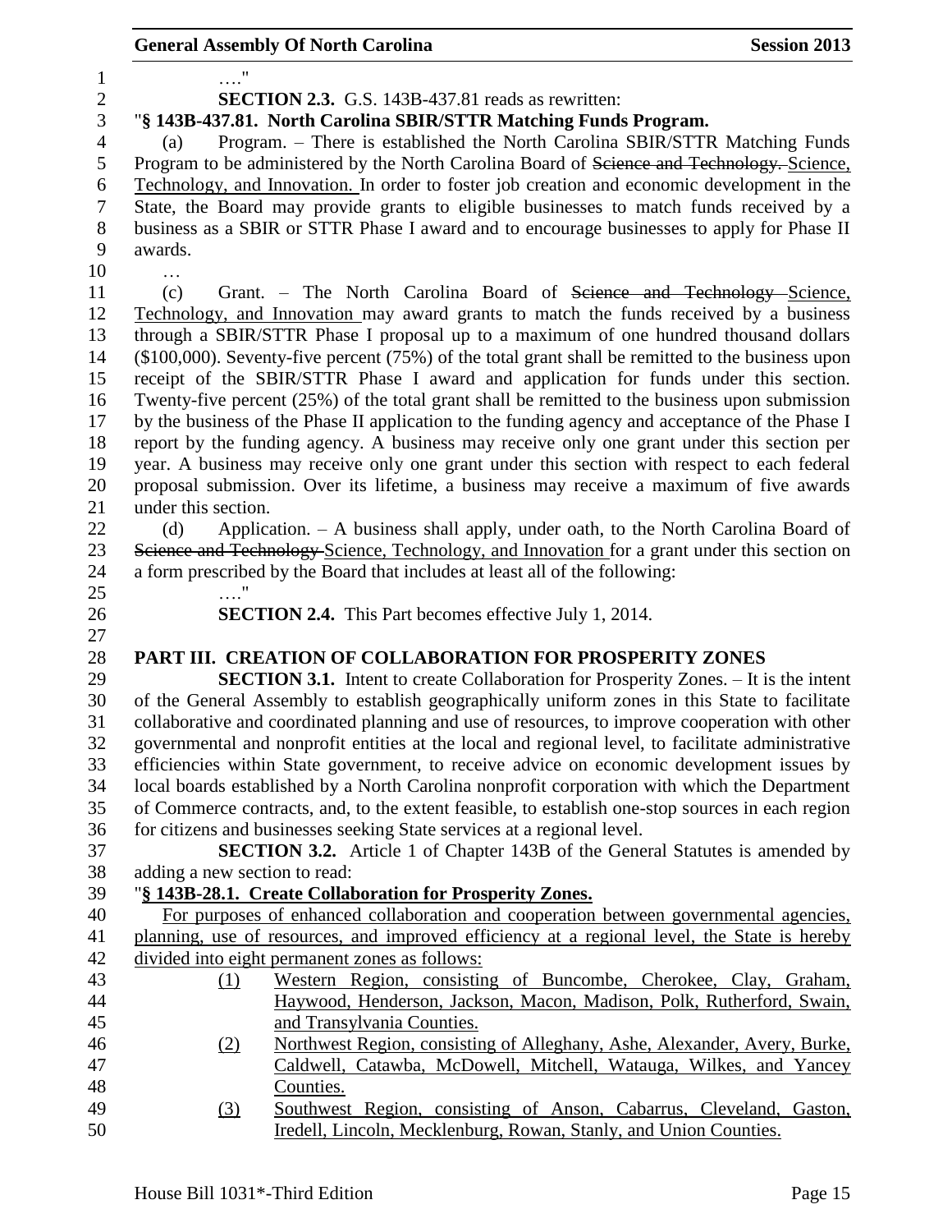…."

**SECTION 2.3.** G.S. 143B-437.81 reads as rewritten:

"**§ 143B-437.81. North Carolina SBIR/STTR Matching Funds Program.**

(a) Program. – There is established the North Carolina SBIR/STTR Matching Funds Program to be administered by the North Carolina Board of ~~Science and Technology.~~ Science, Technology, and Innovation. In order to foster job creation and economic development in the State, the Board may provide grants to eligible businesses to match funds received by a business as a SBIR or STTR Phase I award and to encourage businesses to apply for Phase II awards.

…

(c) Grant. – The North Carolina Board of ~~Science and Technology~~ Science, Technology, and Innovation may award grants to match the funds received by a business through a SBIR/STTR Phase I proposal up to a maximum of one hundred thousand dollars ($100,000). Seventy-five percent (75%) of the total grant shall be remitted to the business upon receipt of the SBIR/STTR Phase I award and application for funds under this section. Twenty-five percent (25%) of the total grant shall be remitted to the business upon submission by the business of the Phase II application to the funding agency and acceptance of the Phase I report by the funding agency. A business may receive only one grant under this section per year. A business may receive only one grant under this section with respect to each federal proposal submission. Over its lifetime, a business may receive a maximum of five awards under this section.

(d) Application. – A business shall apply, under oath, to the North Carolina Board of ~~Science and Technology~~ Science, Technology, and Innovation for a grant under this section on a form prescribed by the Board that includes at least all of the following:

…."

**SECTION 2.4.** This Part becomes effective July 1, 2014.

## PART III. CREATION OF COLLABORATION FOR PROSPERITY ZONES

**SECTION 3.1.** Intent to create Collaboration for Prosperity Zones. – It is the intent of the General Assembly to establish geographically uniform zones in this State to facilitate collaborative and coordinated planning and use of resources, to improve cooperation with other governmental and nonprofit entities at the local and regional level, to facilitate administrative efficiencies within State government, to receive advice on economic development issues by local boards established by a North Carolina nonprofit corporation with which the Department of Commerce contracts, and, to the extent feasible, to establish one-stop sources in each region for citizens and businesses seeking State services at a regional level.

**SECTION 3.2.** Article 1 of Chapter 143B of the General Statutes is amended by adding a new section to read:

"**§ 143B-28.1. Create Collaboration for Prosperity Zones.**

For purposes of enhanced collaboration and cooperation between governmental agencies, planning, use of resources, and improved efficiency at a regional level, the State is hereby divided into eight permanent zones as follows:

(1) Western Region, consisting of Buncombe, Cherokee, Clay, Graham, Haywood, Henderson, Jackson, Macon, Madison, Polk, Rutherford, Swain, and Transylvania Counties.

(2) Northwest Region, consisting of Alleghany, Ashe, Alexander, Avery, Burke, Caldwell, Catawba, McDowell, Mitchell, Watauga, Wilkes, and Yancey Counties.

(3) Southwest Region, consisting of Anson, Cabarrus, Cleveland, Gaston, Iredell, Lincoln, Mecklenburg, Rowan, Stanly, and Union Counties.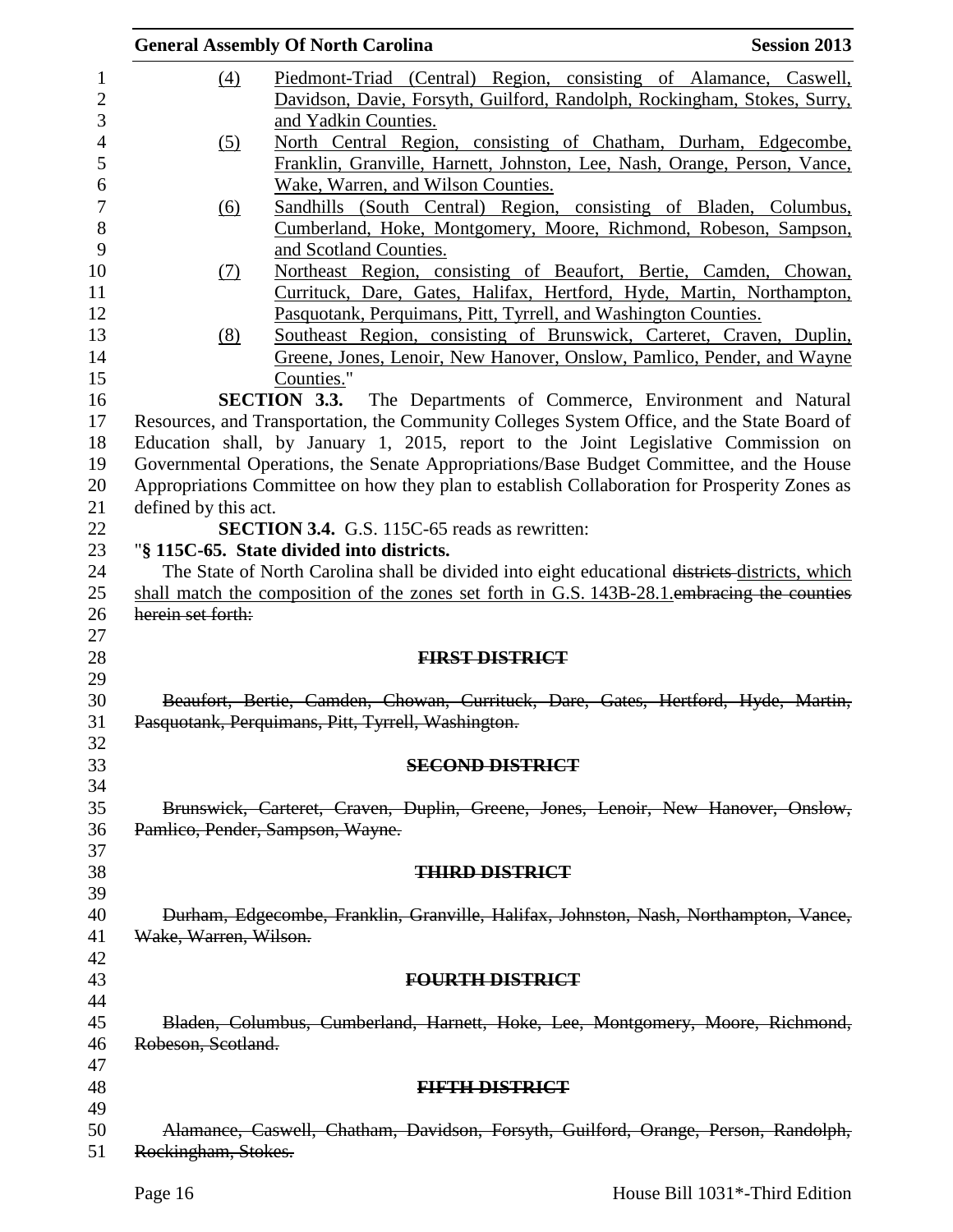(4) Piedmont-Triad (Central) Region, consisting of Alamance, Caswell, Davidson, Davie, Forsyth, Guilford, Randolph, Rockingham, Stokes, Surry, and Yadkin Counties.

(5) North Central Region, consisting of Chatham, Durham, Edgecombe, Franklin, Granville, Harnett, Johnston, Lee, Nash, Orange, Person, Vance, Wake, Warren, and Wilson Counties.

(6) Sandhills (South Central) Region, consisting of Bladen, Columbus, Cumberland, Hoke, Montgomery, Moore, Richmond, Robeson, Sampson, and Scotland Counties.

(7) Northeast Region, consisting of Beaufort, Bertie, Camden, Chowan, Currituck, Dare, Gates, Halifax, Hertford, Hyde, Martin, Northampton, Pasquotank, Perquimans, Pitt, Tyrrell, and Washington Counties.

(8) Southeast Region, consisting of Brunswick, Carteret, Craven, Duplin, Greene, Jones, Lenoir, New Hanover, Onslow, Pamlico, Pender, and Wayne Counties."

**SECTION 3.3.** The Departments of Commerce, Environment and Natural Resources, and Transportation, the Community Colleges System Office, and the State Board of Education shall, by January 1, 2015, report to the Joint Legislative Commission on Governmental Operations, the Senate Appropriations/Base Budget Committee, and the House Appropriations Committee on how they plan to establish Collaboration for Prosperity Zones as defined by this act.

**SECTION 3.4.** G.S. 115C-65 reads as rewritten:

"**§ 115C-65. State divided into districts.**

The State of North Carolina shall be divided into eight educational ~~districts~~ districts, which shall match the composition of the zones set forth in G.S. 143B-28.1.~~embracing the counties herein set forth:~~

**~~FIRST DISTRICT~~**

~~Beaufort, Bertie, Camden, Chowan, Currituck, Dare, Gates, Hertford, Hyde, Martin, Pasquotank, Perquimans, Pitt, Tyrrell, Washington.~~

**~~SECOND DISTRICT~~**

~~Brunswick, Carteret, Craven, Duplin, Greene, Jones, Lenoir, New Hanover, Onslow, Pamlico, Pender, Sampson, Wayne.~~

**~~THIRD DISTRICT~~**

~~Durham, Edgecombe, Franklin, Granville, Halifax, Johnston, Nash, Northampton, Vance, Wake, Warren, Wilson.~~

**~~FOURTH DISTRICT~~**

~~Bladen, Columbus, Cumberland, Harnett, Hoke, Lee, Montgomery, Moore, Richmond, Robeson, Scotland.~~

**~~FIFTH DISTRICT~~**

~~Alamance, Caswell, Chatham, Davidson, Forsyth, Guilford, Orange, Person, Randolph, Rockingham, Stokes.~~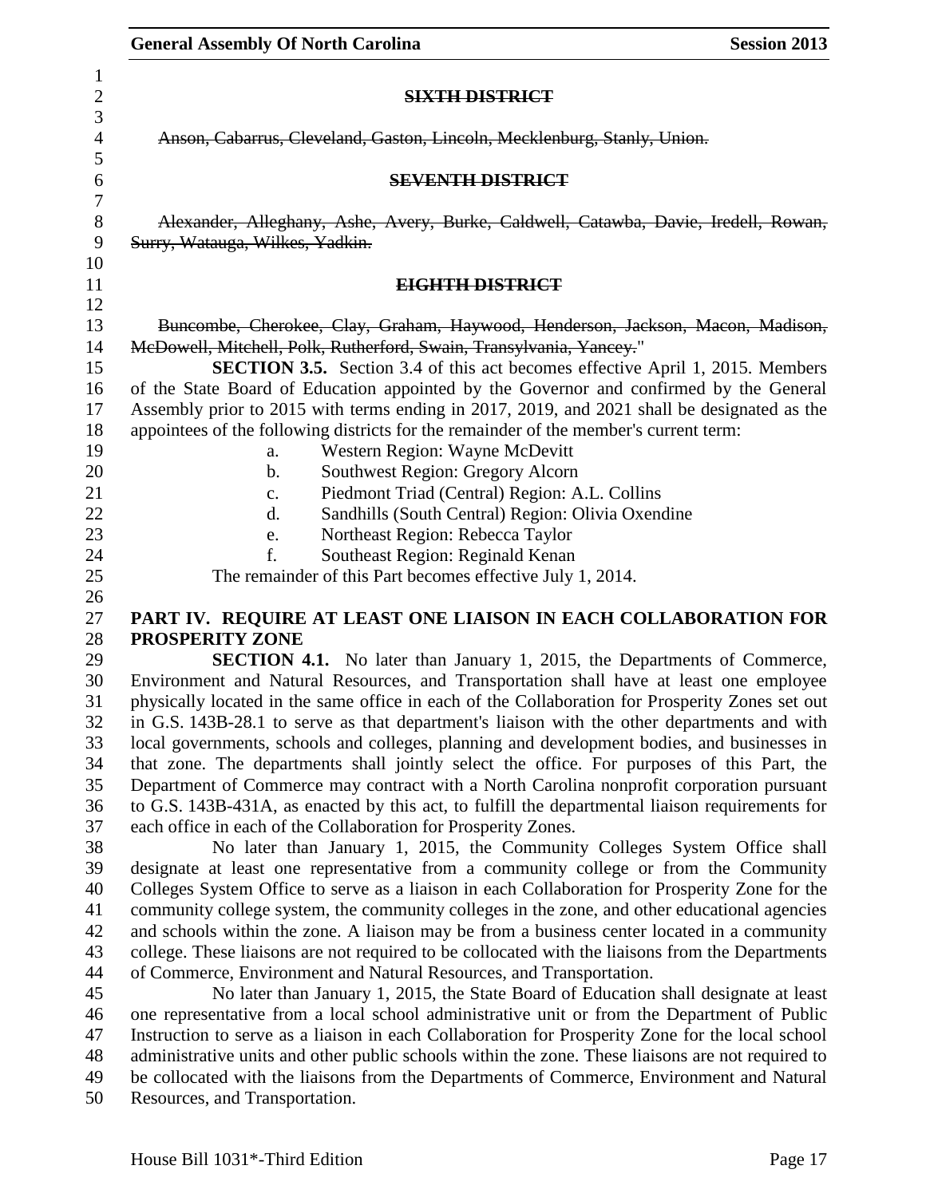~~**SIXTH DISTRICT**~~

~~Anson, Cabarrus, Cleveland, Gaston, Lincoln, Mecklenburg, Stanly, Union.~~

~~**SEVENTH DISTRICT**~~

~~Alexander, Alleghany, Ashe, Avery, Burke, Caldwell, Catawba, Davie, Iredell, Rowan, Surry, Watauga, Wilkes, Yadkin.~~

~~**EIGHTH DISTRICT**~~

~~Buncombe, Cherokee, Clay, Graham, Haywood, Henderson, Jackson, Macon, Madison, McDowell, Mitchell, Polk, Rutherford, Swain, Transylvania, Yancey.~~"

**SECTION 3.5.** Section 3.4 of this act becomes effective April 1, 2015. Members of the State Board of Education appointed by the Governor and confirmed by the General Assembly prior to 2015 with terms ending in 2017, 2019, and 2021 shall be designated as the appointees of the following districts for the remainder of the member's current term:

a. Western Region: Wayne McDevitt
b. Southwest Region: Gregory Alcorn
c. Piedmont Triad (Central) Region: A.L. Collins
d. Sandhills (South Central) Region: Olivia Oxendine
e. Northeast Region: Rebecca Taylor
f. Southeast Region: Reginald Kenan

The remainder of this Part becomes effective July 1, 2014.

**PART IV. REQUIRE AT LEAST ONE LIAISON IN EACH COLLABORATION FOR PROSPERITY ZONE**

**SECTION 4.1.** No later than January 1, 2015, the Departments of Commerce, Environment and Natural Resources, and Transportation shall have at least one employee physically located in the same office in each of the Collaboration for Prosperity Zones set out in G.S. 143B-28.1 to serve as that department's liaison with the other departments and with local governments, schools and colleges, planning and development bodies, and businesses in that zone. The departments shall jointly select the office. For purposes of this Part, the Department of Commerce may contract with a North Carolina nonprofit corporation pursuant to G.S. 143B-431A, as enacted by this act, to fulfill the departmental liaison requirements for each office in each of the Collaboration for Prosperity Zones.

No later than January 1, 2015, the Community Colleges System Office shall designate at least one representative from a community college or from the Community Colleges System Office to serve as a liaison in each Collaboration for Prosperity Zone for the community college system, the community colleges in the zone, and other educational agencies and schools within the zone. A liaison may be from a business center located in a community college. These liaisons are not required to be collocated with the liaisons from the Departments of Commerce, Environment and Natural Resources, and Transportation.

No later than January 1, 2015, the State Board of Education shall designate at least one representative from a local school administrative unit or from the Department of Public Instruction to serve as a liaison in each Collaboration for Prosperity Zone for the local school administrative units and other public schools within the zone. These liaisons are not required to be collocated with the liaisons from the Departments of Commerce, Environment and Natural Resources, and Transportation.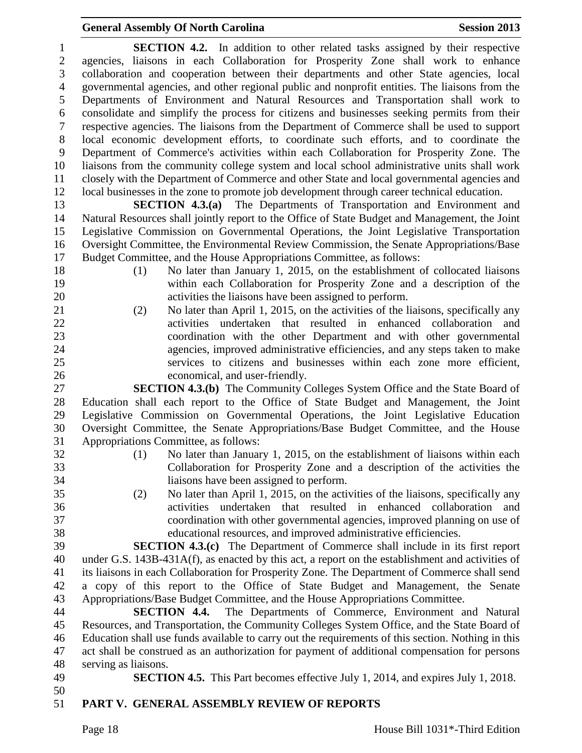**SECTION 4.2.** In addition to other related tasks assigned by their respective agencies, liaisons in each Collaboration for Prosperity Zone shall work to enhance collaboration and cooperation between their departments and other State agencies, local governmental agencies, and other regional public and nonprofit entities. The liaisons from the Departments of Environment and Natural Resources and Transportation shall work to consolidate and simplify the process for citizens and businesses seeking permits from their respective agencies. The liaisons from the Department of Commerce shall be used to support local economic development efforts, to coordinate such efforts, and to coordinate the Department of Commerce's activities within each Collaboration for Prosperity Zone. The liaisons from the community college system and local school administrative units shall work closely with the Department of Commerce and other State and local governmental agencies and local businesses in the zone to promote job development through career technical education.

**SECTION 4.3.(a)** The Departments of Transportation and Environment and Natural Resources shall jointly report to the Office of State Budget and Management, the Joint Legislative Commission on Governmental Operations, the Joint Legislative Transportation Oversight Committee, the Environmental Review Commission, the Senate Appropriations/Base Budget Committee, and the House Appropriations Committee, as follows:

(1) No later than January 1, 2015, on the establishment of collocated liaisons within each Collaboration for Prosperity Zone and a description of the activities the liaisons have been assigned to perform.

(2) No later than April 1, 2015, on the activities of the liaisons, specifically any activities undertaken that resulted in enhanced collaboration and coordination with the other Department and with other governmental agencies, improved administrative efficiencies, and any steps taken to make services to citizens and businesses within each zone more efficient, economical, and user-friendly.

**SECTION 4.3.(b)** The Community Colleges System Office and the State Board of Education shall each report to the Office of State Budget and Management, the Joint Legislative Commission on Governmental Operations, the Joint Legislative Education Oversight Committee, the Senate Appropriations/Base Budget Committee, and the House Appropriations Committee, as follows:

(1) No later than January 1, 2015, on the establishment of liaisons within each Collaboration for Prosperity Zone and a description of the activities the liaisons have been assigned to perform.

(2) No later than April 1, 2015, on the activities of the liaisons, specifically any activities undertaken that resulted in enhanced collaboration and coordination with other governmental agencies, improved planning on use of educational resources, and improved administrative efficiencies.

**SECTION 4.3.(c)** The Department of Commerce shall include in its first report under G.S. 143B-431A(f), as enacted by this act, a report on the establishment and activities of its liaisons in each Collaboration for Prosperity Zone. The Department of Commerce shall send a copy of this report to the Office of State Budget and Management, the Senate Appropriations/Base Budget Committee, and the House Appropriations Committee.

**SECTION 4.4.** The Departments of Commerce, Environment and Natural Resources, and Transportation, the Community Colleges System Office, and the State Board of Education shall use funds available to carry out the requirements of this section. Nothing in this act shall be construed as an authorization for payment of additional compensation for persons serving as liaisons.

**SECTION 4.5.** This Part becomes effective July 1, 2014, and expires July 1, 2018.

## PART V. GENERAL ASSEMBLY REVIEW OF REPORTS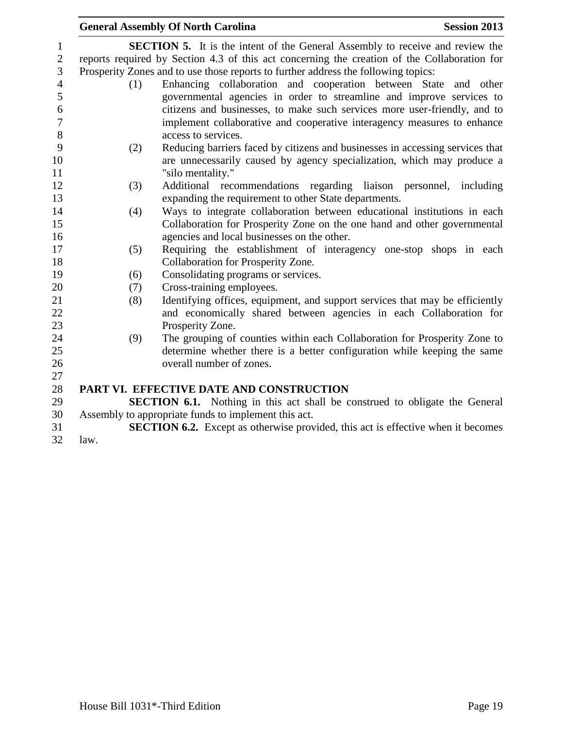**SECTION 5.** It is the intent of the General Assembly to receive and review the reports required by Section 4.3 of this act concerning the creation of the Collaboration for Prosperity Zones and to use those reports to further address the following topics:

(1) Enhancing collaboration and cooperation between State and other governmental agencies in order to streamline and improve services to citizens and businesses, to make such services more user-friendly, and to implement collaborative and cooperative interagency measures to enhance access to services.

(2) Reducing barriers faced by citizens and businesses in accessing services that are unnecessarily caused by agency specialization, which may produce a "silo mentality."

(3) Additional recommendations regarding liaison personnel, including expanding the requirement to other State departments.

(4) Ways to integrate collaboration between educational institutions in each Collaboration for Prosperity Zone on the one hand and other governmental agencies and local businesses on the other.

(5) Requiring the establishment of interagency one-stop shops in each Collaboration for Prosperity Zone.

(6) Consolidating programs or services.

(7) Cross-training employees.

(8) Identifying offices, equipment, and support services that may be efficiently and economically shared between agencies in each Collaboration for Prosperity Zone.

(9) The grouping of counties within each Collaboration for Prosperity Zone to determine whether there is a better configuration while keeping the same overall number of zones.

## PART VI. EFFECTIVE DATE AND CONSTRUCTION

**SECTION 6.1.** Nothing in this act shall be construed to obligate the General Assembly to appropriate funds to implement this act.

**SECTION 6.2.** Except as otherwise provided, this act is effective when it becomes law.